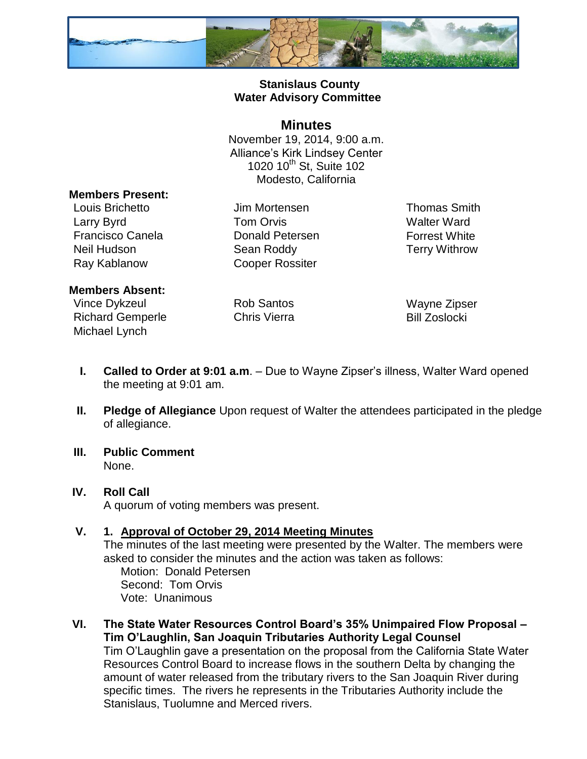**Stanislaus County**
**Water Advisory Committee**

# Minutes

November 19, 2014, 9:00 a.m.
Alliance's Kirk Lindsey Center
1020 10th St, Suite 102
Modesto, California

**Members Present:**

| | | |
|---|---|---|
| Louis Brichetto | Jim Mortensen | Thomas Smith |
| Larry Byrd | Tom Orvis | Walter Ward |
| Francisco Canela | Donald Petersen | Forrest White |
| Neil Hudson | Sean Roddy | Terry Withrow |
| Ray Kablanow | Cooper Rossiter | |

**Members Absent:**

| | | |
|---|---|---|
| Vince Dykzeul | Rob Santos | Wayne Zipser |
| Richard Gemperle | Chris Vierra | Bill Zoslocki |
| Michael Lynch | | |

I. **Called to Order at 9:01 a.m**. – Due to Wayne Zipser's illness, Walter Ward opened the meeting at 9:01 am.

II. **Pledge of Allegiance** Upon request of Walter the attendees participated in the pledge of allegiance.

III. **Public Comment**
None.

IV. **Roll Call**
A quorum of voting members was present.

V. **1. Approval of October 29, 2014 Meeting Minutes**
The minutes of the last meeting were presented by the Walter. The members were asked to consider the minutes and the action was taken as follows:
Motion: Donald Petersen
Second: Tom Orvis
Vote: Unanimous

VI. **The State Water Resources Control Board's 35% Unimpaired Flow Proposal – Tim O'Laughlin, San Joaquin Tributaries Authority Legal Counsel**
Tim O'Laughlin gave a presentation on the proposal from the California State Water Resources Control Board to increase flows in the southern Delta by changing the amount of water released from the tributary rivers to the San Joaquin River during specific times. The rivers he represents in the Tributaries Authority include the Stanislaus, Tuolumne and Merced rivers.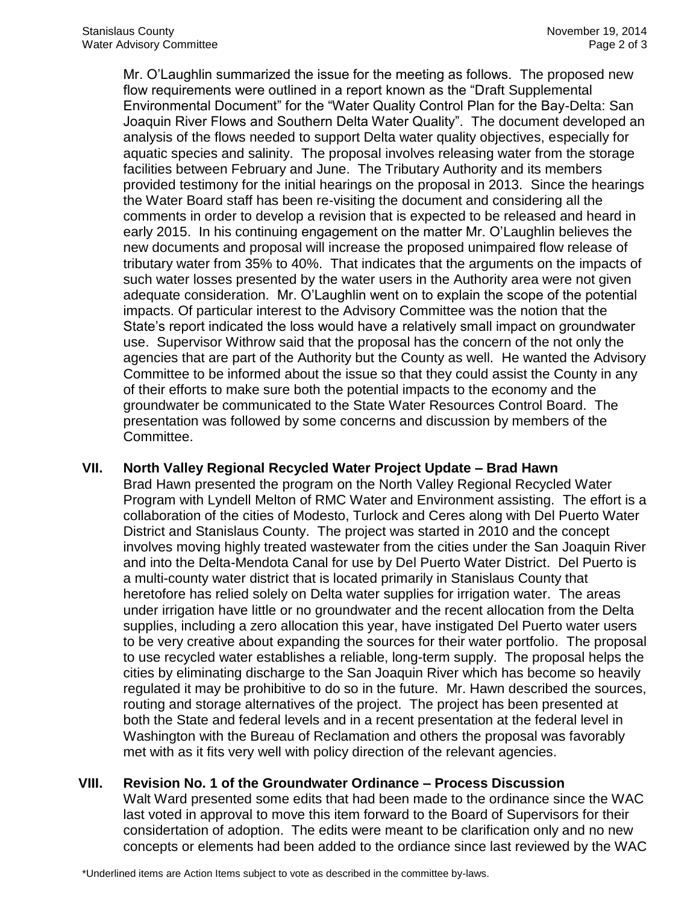Mr. O'Laughlin summarized the issue for the meeting as follows. The proposed new flow requirements were outlined in a report known as the "Draft Supplemental Environmental Document" for the "Water Quality Control Plan for the Bay-Delta: San Joaquin River Flows and Southern Delta Water Quality". The document developed an analysis of the flows needed to support Delta water quality objectives, especially for aquatic species and salinity. The proposal involves releasing water from the storage facilities between February and June. The Tributary Authority and its members provided testimony for the initial hearings on the proposal in 2013. Since the hearings the Water Board staff has been re-visiting the document and considering all the comments in order to develop a revision that is expected to be released and heard in early 2015. In his continuing engagement on the matter Mr. O'Laughlin believes the new documents and proposal will increase the proposed unimpaired flow release of tributary water from 35% to 40%. That indicates that the arguments on the impacts of such water losses presented by the water users in the Authority area were not given adequate consideration. Mr. O'Laughlin went on to explain the scope of the potential impacts. Of particular interest to the Advisory Committee was the notion that the State's report indicated the loss would have a relatively small impact on groundwater use. Supervisor Withrow said that the proposal has the concern of the not only the agencies that are part of the Authority but the County as well. He wanted the Advisory Committee to be informed about the issue so that they could assist the County in any of their efforts to make sure both the potential impacts to the economy and the groundwater be communicated to the State Water Resources Control Board. The presentation was followed by some concerns and discussion by members of the Committee.

## VII. North Valley Regional Recycled Water Project Update – Brad Hawn

Brad Hawn presented the program on the North Valley Regional Recycled Water Program with Lyndell Melton of RMC Water and Environment assisting. The effort is a collaboration of the cities of Modesto, Turlock and Ceres along with Del Puerto Water District and Stanislaus County. The project was started in 2010 and the concept involves moving highly treated wastewater from the cities under the San Joaquin River and into the Delta-Mendota Canal for use by Del Puerto Water District. Del Puerto is a multi-county water district that is located primarily in Stanislaus County that heretofore has relied solely on Delta water supplies for irrigation water. The areas under irrigation have little or no groundwater and the recent allocation from the Delta supplies, including a zero allocation this year, have instigated Del Puerto water users to be very creative about expanding the sources for their water portfolio. The proposal to use recycled water establishes a reliable, long-term supply. The proposal helps the cities by eliminating discharge to the San Joaquin River which has become so heavily regulated it may be prohibitive to do so in the future. Mr. Hawn described the sources, routing and storage alternatives of the project. The project has been presented at both the State and federal levels and in a recent presentation at the federal level in Washington with the Bureau of Reclamation and others the proposal was favorably met with as it fits very well with policy direction of the relevant agencies.

## VIII. Revision No. 1 of the Groundwater Ordinance – Process Discussion

Walt Ward presented some edits that had been made to the ordinance since the WAC last voted in approval to move this item forward to the Board of Supervisors for their considertation of adoption. The edits were meant to be clarification only and no new concepts or elements had been added to the ordiance since last reviewed by the WAC

\*Underlined items are Action Items subject to vote as described in the committee by-laws.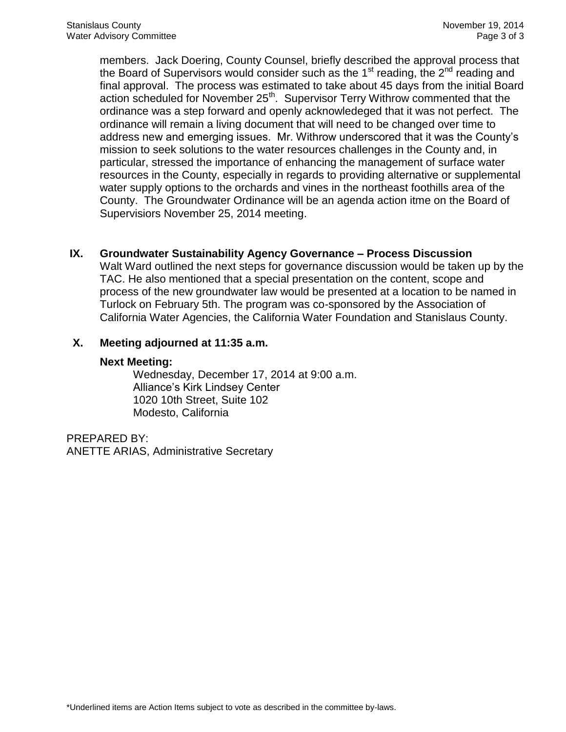members. Jack Doering, County Counsel, briefly described the approval process that the Board of Supervisors would consider such as the 1st reading, the 2nd reading and final approval. The process was estimated to take about 45 days from the initial Board action scheduled for November 25th. Supervisor Terry Withrow commented that the ordinance was a step forward and openly acknowledeged that it was not perfect. The ordinance will remain a living document that will need to be changed over time to address new and emerging issues. Mr. Withrow underscored that it was the County's mission to seek solutions to the water resources challenges in the County and, in particular, stressed the importance of enhancing the management of surface water resources in the County, especially in regards to providing alternative or supplemental water supply options to the orchards and vines in the northeast foothills area of the County. The Groundwater Ordinance will be an agenda action itme on the Board of Supervisiors November 25, 2014 meeting.

**IX. Groundwater Sustainability Agency Governance – Process Discussion**

Walt Ward outlined the next steps for governance discussion would be taken up by the TAC. He also mentioned that a special presentation on the content, scope and process of the new groundwater law would be presented at a location to be named in Turlock on February 5th. The program was co-sponsored by the Association of California Water Agencies, the California Water Foundation and Stanislaus County.

**X. Meeting adjourned at 11:35 a.m.**

**Next Meeting:**

Wednesday, December 17, 2014 at 9:00 a.m.
Alliance's Kirk Lindsey Center
1020 10th Street, Suite 102
Modesto, California

PREPARED BY:
ANETTE ARIAS, Administrative Secretary

\*Underlined items are Action Items subject to vote as described in the committee by-laws.